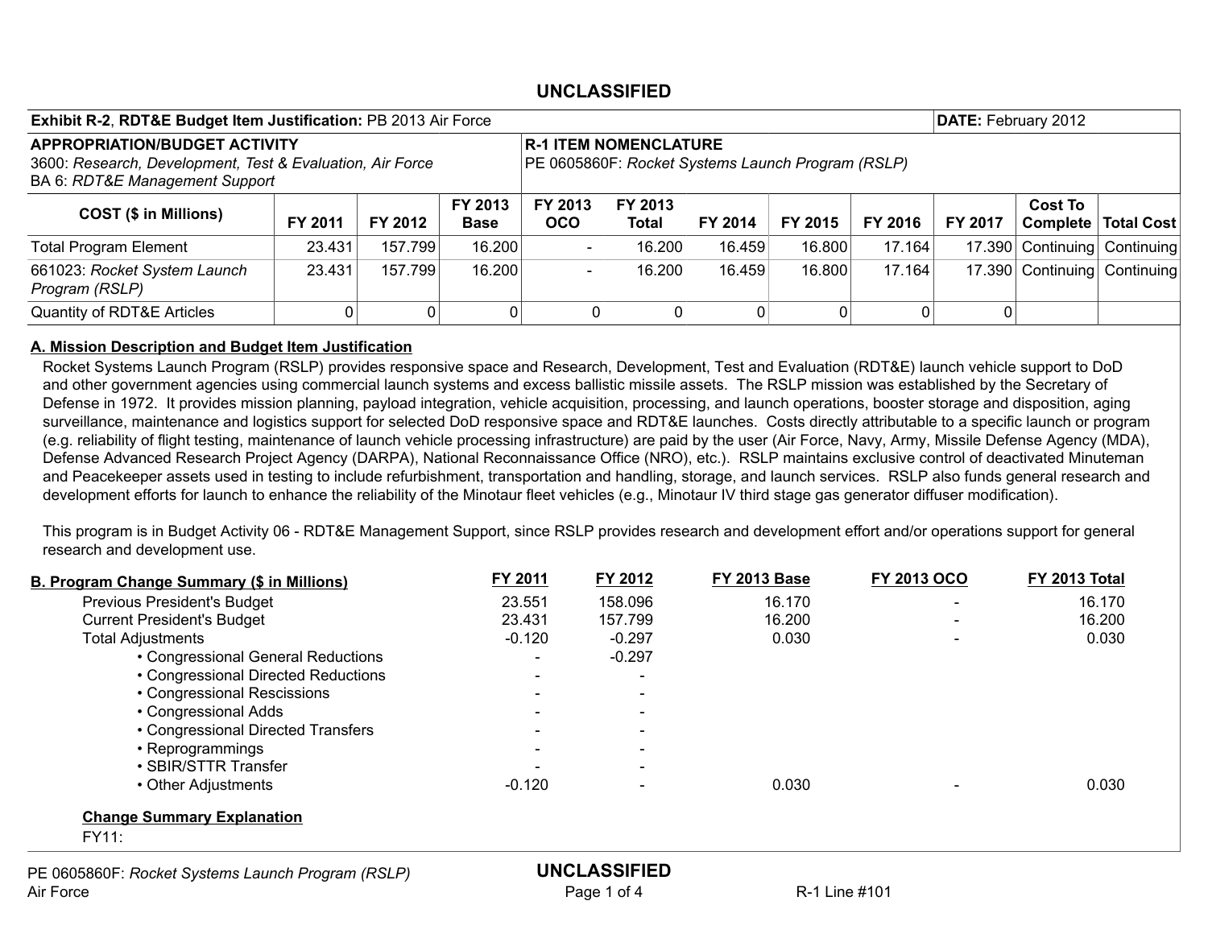UNCLASSIFIED

| **Exhibit R-2, RDT&E Budget Item Justification:** PB 2013 Air Force | **DATE:** February 2012 |
|---|---|
| **APPROPRIATION/BUDGET ACTIVITY**<br>3600: *Research, Development, Test & Evaluation, Air Force*<br>BA 6: *RDT&E Management Support* | **R-1 ITEM NOMENCLATURE**<br>PE 0605860F: *Rocket Systems Launch Program (RSLP)* |

| COST ($ in Millions) | FY 2011 | FY 2012 | FY 2013 Base | FY 2013 OCO | FY 2013 Total | FY 2014 | FY 2015 | FY 2016 | FY 2017 | Cost To Complete | Total Cost |
|---|---|---|---|---|---|---|---|---|---|---|---|
| Total Program Element | 23.431 | 157.799 | 16.200 | - | 16.200 | 16.459 | 16.800 | 17.164 | 17.390 | Continuing | Continuing |
| 661023: *Rocket System Launch Program (RSLP)* | 23.431 | 157.799 | 16.200 | - | 16.200 | 16.459 | 16.800 | 17.164 | 17.390 | Continuing | Continuing |
| Quantity of RDT&E Articles | 0 | 0 | 0 | 0 | 0 | 0 | 0 | 0 | 0 | | |

## A. Mission Description and Budget Item Justification

Rocket Systems Launch Program (RSLP) provides responsive space and Research, Development, Test and Evaluation (RDT&E) launch vehicle support to DoD and other government agencies using commercial launch systems and excess ballistic missile assets. The RSLP mission was established by the Secretary of Defense in 1972. It provides mission planning, payload integration, vehicle acquisition, processing, and launch operations, booster storage and disposition, aging surveillance, maintenance and logistics support for selected DoD responsive space and RDT&E launches. Costs directly attributable to a specific launch or program (e.g. reliability of flight testing, maintenance of launch vehicle processing infrastructure) are paid by the user (Air Force, Navy, Army, Missile Defense Agency (MDA), Defense Advanced Research Project Agency (DARPA), National Reconnaissance Office (NRO), etc.). RSLP maintains exclusive control of deactivated Minuteman and Peacekeeper assets used in testing to include refurbishment, transportation and handling, storage, and launch services. RSLP also funds general research and development efforts for launch to enhance the reliability of the Minotaur fleet vehicles (e.g., Minotaur IV third stage gas generator diffuser modification).

This program is in Budget Activity 06 - RDT&E Management Support, since RSLP provides research and development effort and/or operations support for general research and development use.

## B. Program Change Summary ($ in Millions)

| | FY 2011 | FY 2012 | FY 2013 Base | FY 2013 OCO | FY 2013 Total |
|---|---|---|---|---|---|
| Previous President's Budget | 23.551 | 158.096 | 16.170 | - | 16.170 |
| Current President's Budget | 23.431 | 157.799 | 16.200 | - | 16.200 |
| Total Adjustments | -0.120 | -0.297 | 0.030 | - | 0.030 |
| • Congressional General Reductions | - | -0.297 | | | |
| • Congressional Directed Reductions | - | - | | | |
| • Congressional Rescissions | - | - | | | |
| • Congressional Adds | - | - | | | |
| • Congressional Directed Transfers | - | - | | | |
| • Reprogrammings | - | - | | | |
| • SBIR/STTR Transfer | - | - | | | |
| • Other Adjustments | -0.120 | - | 0.030 | - | 0.030 |

**Change Summary Explanation**

FY11: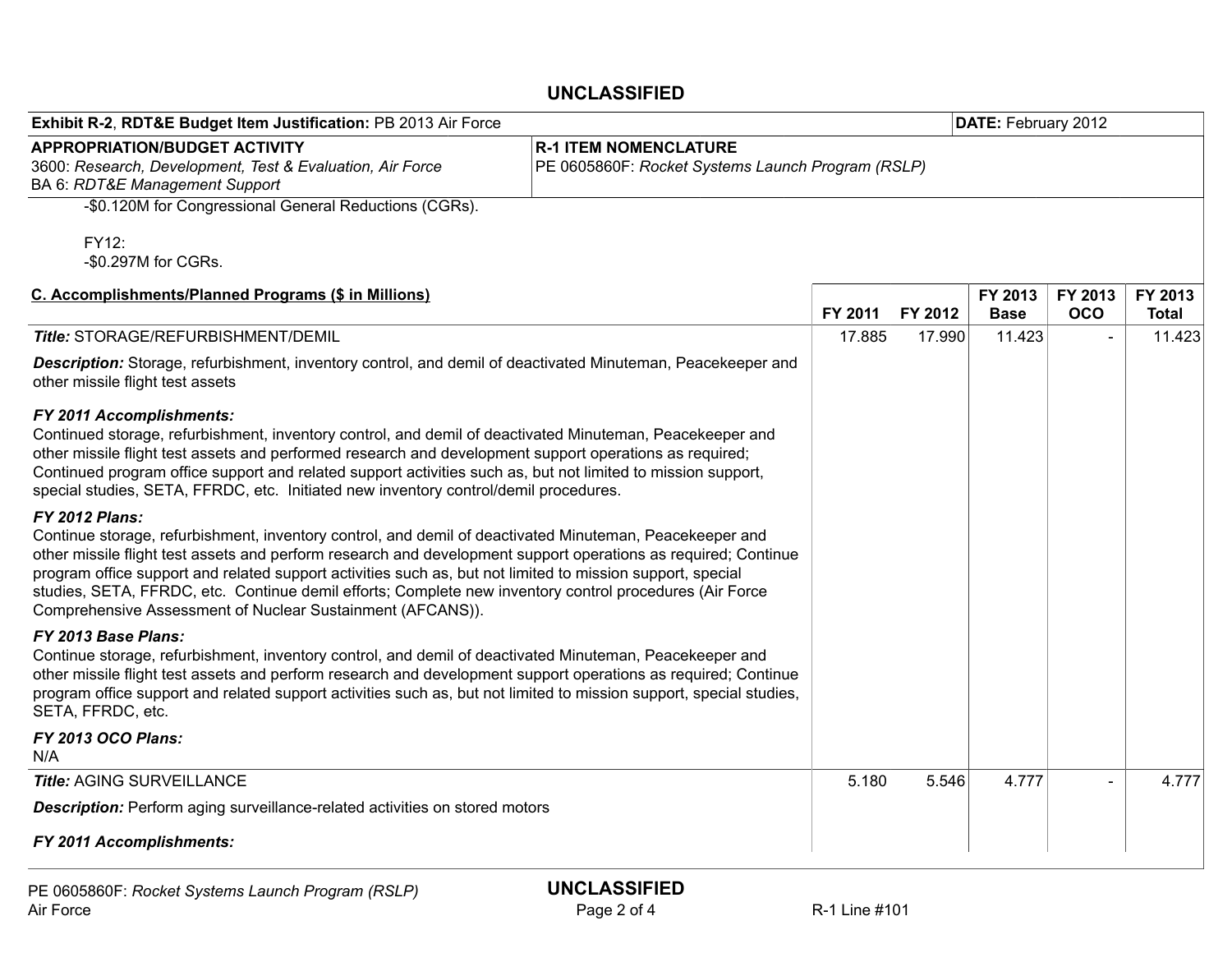**Exhibit R-2, RDT&E Budget Item Justification:** PB 2013 Air Force | **DATE:** February 2012

**APPROPRIATION/BUDGET ACTIVITY**
3600: *Research, Development, Test & Evaluation, Air Force*
BA 6: *RDT&E Management Support*

**R-1 ITEM NOMENCLATURE**
PE 0605860F: *Rocket Systems Launch Program (RSLP)*

-$0.120M for Congressional General Reductions (CGRs).

FY12:
-$0.297M for CGRs.

| C. Accomplishments/Planned Programs ($ in Millions) | FY 2011 | FY 2012 | FY 2013 Base | FY 2013 OCO | FY 2013 Total |
|---|---|---|---|---|---|
| ***Title:*** STORAGE/REFURBISHMENT/DEMIL | 17.885 | 17.990 | 11.423 | - | 11.423 |
| ***Description:*** Storage, refurbishment, inventory control, and demil of deactivated Minuteman, Peacekeeper and other missile flight test assets | | | | | |
| ***FY 2011 Accomplishments:*** Continued storage, refurbishment, inventory control, and demil of deactivated Minuteman, Peacekeeper and other missile flight test assets and performed research and development support operations as required; Continued program office support and related support activities such as, but not limited to mission support, special studies, SETA, FFRDC, etc. Initiated new inventory control/demil procedures. | | | | | |
| ***FY 2012 Plans:*** Continue storage, refurbishment, inventory control, and demil of deactivated Minuteman, Peacekeeper and other missile flight test assets and perform research and development support operations as required; Continue program office support and related support activities such as, but not limited to mission support, special studies, SETA, FFRDC, etc. Continue demil efforts; Complete new inventory control procedures (Air Force Comprehensive Assessment of Nuclear Sustainment (AFCANS)). | | | | | |
| ***FY 2013 Base Plans:*** Continue storage, refurbishment, inventory control, and demil of deactivated Minuteman, Peacekeeper and other missile flight test assets and perform research and development support operations as required; Continue program office support and related support activities such as, but not limited to mission support, special studies, SETA, FFRDC, etc. | | | | | |
| ***FY 2013 OCO Plans:*** N/A | | | | | |
| ***Title:*** AGING SURVEILLANCE | 5.180 | 5.546 | 4.777 | - | 4.777 |
| ***Description:*** Perform aging surveillance-related activities on stored motors | | | | | |
| ***FY 2011 Accomplishments:*** | | | | | |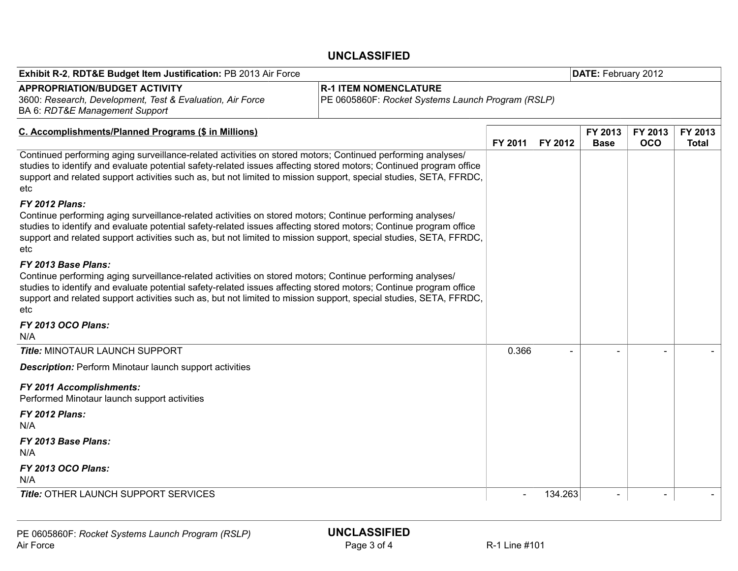**UNCLASSIFIED**

| **Exhibit R-2**, **RDT&E Budget Item Justification:** PB 2013 Air Force | | **DATE:** February 2012 |
|---|---|---|
| **APPROPRIATION/BUDGET ACTIVITY**<br>3600: *Research, Development, Test & Evaluation, Air Force*<br>BA 6: *RDT&E Management Support* | **R-1 ITEM NOMENCLATURE**<br>PE 0605860F: *Rocket Systems Launch Program (RSLP)* | |

| **C. Accomplishments/Planned Programs ($ in Millions)** | **FY 2011** | **FY 2012** | **FY 2013 Base** | **FY 2013 OCO** | **FY 2013 Total** |
|---|---|---|---|---|---|
| Continued performing aging surveillance-related activities on stored motors; Continued performing analyses/studies to identify and evaluate potential safety-related issues affecting stored motors; Continued program office support and related support activities such as, but not limited to mission support, special studies, SETA, FFRDC, etc<br><br>***FY 2012 Plans:***<br>Continue performing aging surveillance-related activities on stored motors; Continue performing analyses/studies to identify and evaluate potential safety-related issues affecting stored motors; Continue program office support and related support activities such as, but not limited to mission support, special studies, SETA, FFRDC, etc<br><br>***FY 2013 Base Plans:***<br>Continue performing aging surveillance-related activities on stored motors; Continue performing analyses/studies to identify and evaluate potential safety-related issues affecting stored motors; Continue program office support and related support activities such as, but not limited to mission support, special studies, SETA, FFRDC, etc<br><br>***FY 2013 OCO Plans:***<br>N/A | | | | | |
| ***Title:*** MINOTAUR LAUNCH SUPPORT<br><br>***Description:*** Perform Minotaur launch support activities<br><br>***FY 2011 Accomplishments:***<br>Performed Minotaur launch support activities<br><br>***FY 2012 Plans:***<br>N/A<br><br>***FY 2013 Base Plans:***<br>N/A<br><br>***FY 2013 OCO Plans:***<br>N/A | 0.366 | - | - | - | - |
| ***Title:*** OTHER LAUNCH SUPPORT SERVICES | - | 134.263 | - | - | - |

**UNCLASSIFIED**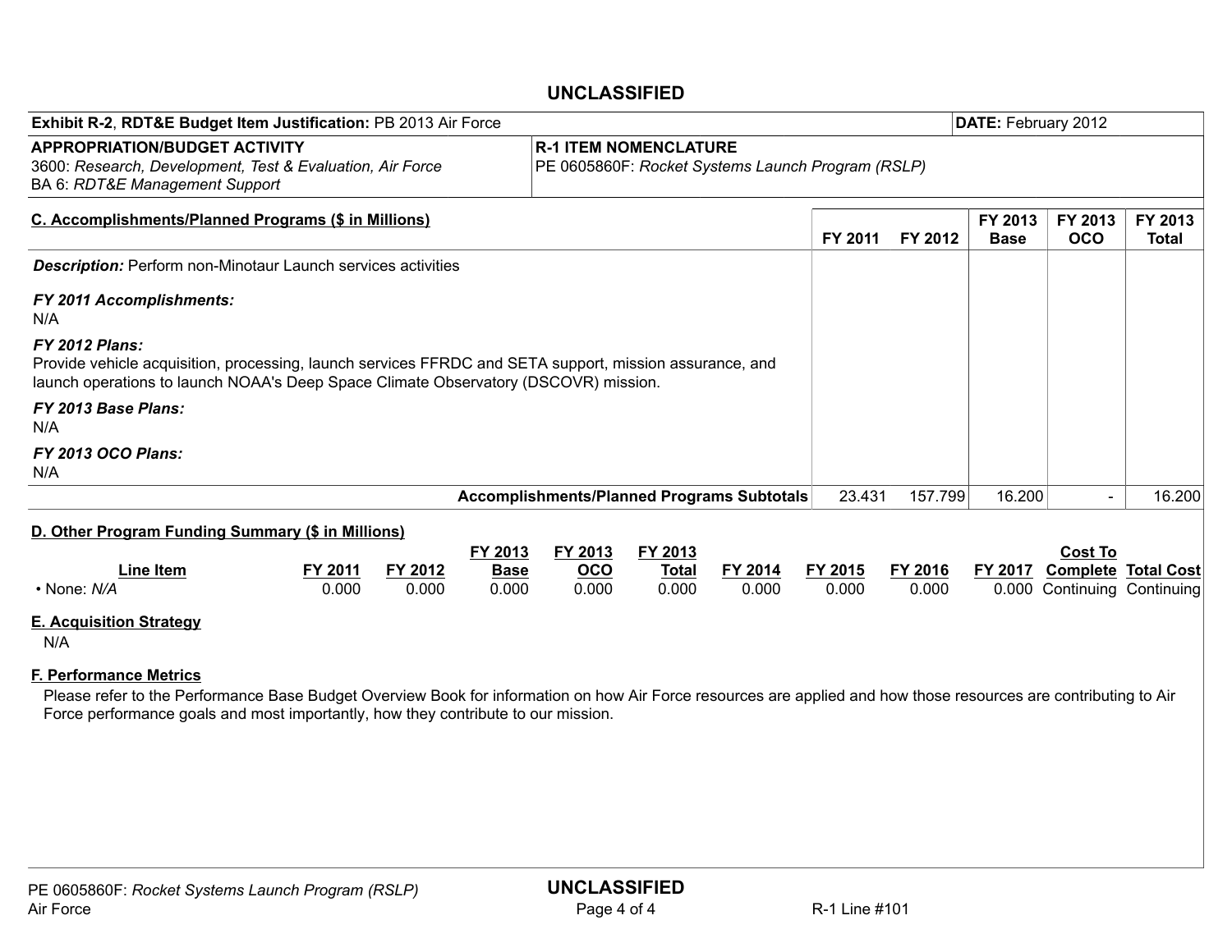**UNCLASSIFIED**

| Exhibit R-2, RDT&E Budget Item Justification: PB 2013 Air Force | | DATE: February 2012 |
|---|---|---|
| **APPROPRIATION/BUDGET ACTIVITY**<br>3600: *Research, Development, Test & Evaluation, Air Force*<br>BA 6: *RDT&E Management Support* | **R-1 ITEM NOMENCLATURE**<br>PE 0605860F: *Rocket Systems Launch Program (RSLP)* | |

| C. Accomplishments/Planned Programs ($ in Millions) | FY 2011 | FY 2012 | FY 2013 Base | FY 2013 OCO | FY 2013 Total |
|---|---|---|---|---|---|
| ***Description:*** Perform non-Minotaur Launch services activities<br><br>***FY 2011 Accomplishments:***<br>N/A<br><br>***FY 2012 Plans:***<br>Provide vehicle acquisition, processing, launch services FFRDC and SETA support, mission assurance, and launch operations to launch NOAA's Deep Space Climate Observatory (DSCOVR) mission.<br><br>***FY 2013 Base Plans:***<br>N/A<br><br>***FY 2013 OCO Plans:***<br>N/A | | | | | |
| **Accomplishments/Planned Programs Subtotals** | 23.431 | 157.799 | 16.200 | - | 16.200 |

**D. Other Program Funding Summary ($ in Millions)**

| Line Item | FY 2011 | FY 2012 | FY 2013 Base | FY 2013 OCO | FY 2013 Total | FY 2014 | FY 2015 | FY 2016 | FY 2017 | Cost To Complete | Total Cost |
|---|---|---|---|---|---|---|---|---|---|---|---|
| • None: *N/A* | 0.000 | 0.000 | 0.000 | 0.000 | 0.000 | 0.000 | 0.000 | 0.000 | 0.000 | Continuing | Continuing |

**E. Acquisition Strategy**

N/A

**F. Performance Metrics**

Please refer to the Performance Base Budget Overview Book for information on how Air Force resources are applied and how those resources are contributing to Air Force performance goals and most importantly, how they contribute to our mission.